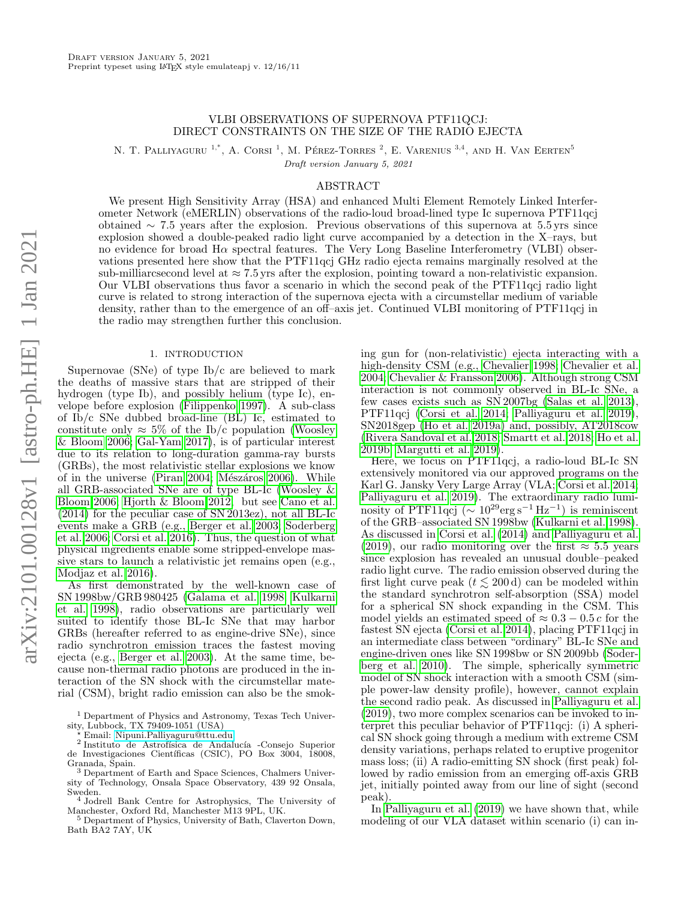Draft version January 5, 2021
Preprint typeset using LaTeX style emulateapj v. 12/16/11

# VLBI OBSERVATIONS OF SUPERNOVA PTF11QCJ: DIRECT CONSTRAINTS ON THE SIZE OF THE RADIO EJECTA

N. T. Palliyaguru [1,*], A. Corsi [1], M. Pérez-Torres [2], E. Varenius [3,4], and H. Van Eerten[5]

*Draft version January 5, 2021*

## ABSTRACT

We present High Sensitivity Array (HSA) and enhanced Multi Element Remotely Linked Interferometer Network (eMERLIN) observations of the radio-loud broad-lined type Ic supernova PTF11qcj obtained $\sim 7.5$ years after the explosion. Previous observations of this supernova at 5.5 yrs since explosion showed a double-peaked radio light curve accompanied by a detection in the X–rays, but no evidence for broad H$\alpha$ spectral features. The Very Long Baseline Interferometry (VLBI) observations presented here show that the PTF11qcj GHz radio ejecta remains marginally resolved at the sub-milliarcsecond level at $\approx 7.5$ yrs after the explosion, pointing toward a non-relativistic expansion. Our VLBI observations thus favor a scenario in which the second peak of the PTF11qcj radio light curve is related to strong interaction of the supernova ejecta with a circumstellar medium of variable density, rather than to the emergence of an off–axis jet. Continued VLBI monitoring of PTF11qcj in the radio may strengthen further this conclusion.

## 1. INTRODUCTION

Supernovae (SNe) of type Ib/c are believed to mark the deaths of massive stars that are stripped of their hydrogen (type Ib), and possibly helium (type Ic), envelope before explosion (Filippenko 1997). A sub-class of Ib/c SNe dubbed broad-line (BL) Ic, estimated to constitute only $\approx 5\%$ of the Ib/c population (Woosley & Bloom 2006; Gal-Yam 2017), is of particular interest due to its relation to long-duration gamma-ray bursts (GRBs), the most relativistic stellar explosions we know of in the universe (Piran 2004; Mészáros 2006). While all GRB-associated SNe are of type BL-Ic (Woosley & Bloom 2006; Hjorth & Bloom 2012 but see Cano et al. (2014) for the peculiar case of SN 2013ez), not all BL-Ic events make a GRB (e.g., Berger et al. 2003; Soderberg et al. 2006; Corsi et al. 2016). Thus, the question of what physical ingredients enable some stripped-envelope massive stars to launch a relativistic jet remains open (e.g., Modjaz et al. 2016).

As first demonstrated by the well-known case of SN 1998bw/GRB 980425 (Galama et al. 1998; Kulkarni et al. 1998), radio observations are particularly well suited to identify those BL-Ic SNe that may harbor GRBs (hereafter referred to as engine-drive SNe), since radio synchrotron emission traces the fastest moving ejecta (e.g., Berger et al. 2003). At the same time, because non-thermal radio photons are produced in the interaction of the SN shock with the circumstellar material (CSM), bright radio emission can also be the smoking gun for (non-relativistic) ejecta interacting with a high-density CSM (e.g., Chevalier 1998; Chevalier et al. 2004; Chevalier & Fransson 2006). Although strong CSM interaction is not commonly observed in BL-Ic SNe, a few cases exists such as SN 2007bg (Salas et al. 2013), PTF11qcj (Corsi et al. 2014; Palliyaguru et al. 2019), SN2018gep (Ho et al. 2019a) and, possibly, AT2018cow (Rivera Sandoval et al. 2018; Smartt et al. 2018; Ho et al. 2019b; Margutti et al. 2019).

Here, we focus on PTF11qcj, a radio-loud BL-Ic SN extensively monitored via our approved programs on the Karl G. Jansky Very Large Array (VLA; Corsi et al. 2014; Palliyaguru et al. 2019). The extraordinary radio luminosity of PTF11qcj ($\sim 10^{29}$ erg s$^{-1}$ Hz$^{-1}$) is reminiscent of the GRB–associated SN 1998bw (Kulkarni et al. 1998). As discussed in Corsi et al. (2014) and Palliyaguru et al. (2019), our radio monitoring over the first $\approx 5.5$ years since explosion has revealed an unusual double–peaked radio light curve. The radio emission observed during the first light curve peak ($t \lesssim 200$ d) can be modeled within the standard synchrotron self-absorption (SSA) model for a spherical SN shock expanding in the CSM. This model yields an estimated speed of $\approx 0.3 - 0.5\,c$ for the fastest SN ejecta (Corsi et al. 2014), placing PTF11qcj in an intermediate class between "ordinary" BL-Ic SNe and engine-driven ones like SN 1998bw or SN 2009bb (Soderberg et al. 2010). The simple, spherically symmetric model of SN shock interaction with a smooth CSM (simple power-law density profile), however, cannot explain the second radio peak. As discussed in Palliyaguru et al. (2019), two more complex scenarios can be invoked to interpret this peculiar behavior of PTF11qcj: (i) A spherical SN shock going through a medium with extreme CSM density variations, perhaps related to eruptive progenitor mass loss; (ii) A radio-emitting SN shock (first peak) followed by radio emission from an emerging off-axis GRB jet, initially pointed away from our line of sight (second peak).

In Palliyaguru et al. (2019) we have shown that, while modeling of our VLA dataset within scenario (i) can in-

[1] Department of Physics and Astronomy, Texas Tech University, Lubbock, TX 79409-1051 (USA)
[*] Email: Nipuni.Palliyaguru@ttu.edu
[2] Instituto de Astrofísica de Andalucía -Consejo Superior de Investigaciones Científicas (CSIC), PO Box 3004, 18008, Granada, Spain.
[3] Department of Earth and Space Sciences, Chalmers University of Technology, Onsala Space Observatory, 439 92 Onsala, Sweden.
[4] Jodrell Bank Centre for Astrophysics, The University of Manchester, Oxford Rd, Manchester M13 9PL, UK.
[5] Department of Physics, University of Bath, Claverton Down, Bath BA2 7AY, UK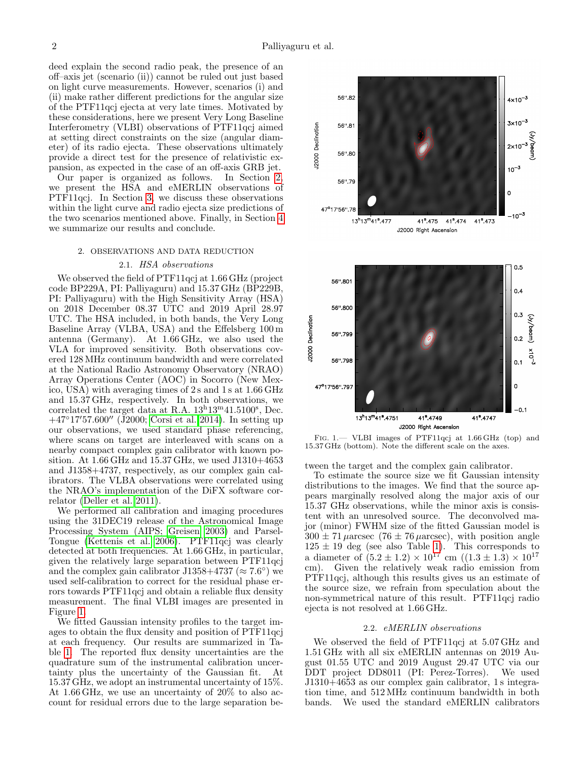deed explain the second radio peak, the presence of an off–axis jet (scenario (ii)) cannot be ruled out just based on light curve measurements. However, scenarios (i) and (ii) make rather different predictions for the angular size of the PTF11qcj ejecta at very late times. Motivated by these considerations, here we present Very Long Baseline Interferometry (VLBI) observations of PTF11qcj aimed at setting direct constraints on the size (angular diameter) of its radio ejecta. These observations ultimately provide a direct test for the presence of relativistic expansion, as expected in the case of an off-axis GRB jet.

Our paper is organized as follows. In Section 2, we present the HSA and eMERLIN observations of PTF11qcj. In Section 3, we discuss these observations within the light curve and radio ejecta size predictions of the two scenarios mentioned above. Finally, in Section 4 we summarize our results and conclude.

## 2. OBSERVATIONS AND DATA REDUCTION

### 2.1. *HSA observations*

We observed the field of PTF11qcj at 1.66 GHz (project code BP229A, PI: Palliyaguru) and 15.37 GHz (BP229B, PI: Palliyaguru) with the High Sensitivity Array (HSA) on 2018 December 08.37 UTC and 2019 April 28.97 UTC. The HSA included, in both bands, the Very Long Baseline Array (VLBA, USA) and the Effelsberg 100 m antenna (Germany). At 1.66 GHz, we also used the VLA for improved sensitivity. Both observations covered 128 MHz continuum bandwidth and were correlated at the National Radio Astronomy Observatory (NRAO) Array Operations Center (AOC) in Socorro (New Mexico, USA) with averaging times of 2 s and 1 s at 1.66 GHz and 15.37 GHz, respectively. In both observations, we correlated the target data at R.A. $13^{\rm h}13^{\rm m}41.5100^{\rm s}$, Dec. $+47^{\circ}17'57.600''$ (J2000; Corsi et al. 2014). In setting up our observations, we used standard phase referencing, where scans on target are interleaved with scans on a nearby compact complex gain calibrator with known position. At 1.66 GHz and 15.37 GHz, we used J1310+4653 and J1358+4737, respectively, as our complex gain calibrators. The VLBA observations were correlated using the NRAO's implementation of the DiFX software correlator (Deller et al. 2011).

We performed all calibration and imaging procedures using the 31DEC19 release of the Astronomical Image Processing System (AIPS; Greisen 2003) and ParselTongue (Kettenis et al. 2006). PTF11qcj was clearly detected at both frequencies. At 1.66 GHz, in particular, given the relatively large separation between PTF11qcj and the complex gain calibrator J1358+4737 ($\approx 7.6^{\circ}$) we used self-calibration to correct for the residual phase errors towards PTF11qcj and obtain a reliable flux density measurement. The final VLBI images are presented in Figure 1.

We fitted Gaussian intensity profiles to the target images to obtain the flux density and position of PTF11qcj at each frequency. Our results are summarized in Table 1. The reported flux density uncertainties are the quadrature sum of the instrumental calibration uncertainty plus the uncertainty of the Gaussian fit. At 15.37 GHz, we adopt an instrumental uncertainty of 15%. At 1.66 GHz, we use an uncertainty of 20% to also account for residual errors due to the large separation between the target and the complex gain calibrator.

Fig. 1.— VLBI images of PTF11qcj at 1.66 GHz (top) and 15.37 GHz (bottom). Note the different scale on the axes.

To estimate the source size we fit Gaussian intensity distributions to the images. We find that the source appears marginally resolved along the major axis of our 15.37 GHz observations, while the minor axis is consistent with an unresolved source. The deconvolved major (minor) FWHM size of the fitted Gaussian model is $300 \pm 71\,\mu$arcsec ($76 \pm 76\,\mu$arcsec), with position angle $125 \pm 19$ deg (see also Table 1). This corresponds to a diameter of $(5.2 \pm 1.2) \times 10^{17}$ cm ($(1.3 \pm 1.3) \times 10^{17}$ cm). Given the relatively weak radio emission from PTF11qcj, although this results gives us an estimate of the source size, we refrain from speculation about the non-symmetrical nature of this result. PTF11qcj radio ejecta is not resolved at 1.66 GHz.

### 2.2. *eMERLIN observations*

We observed the field of PTF11qcj at 5.07 GHz and 1.51 GHz with all six eMERLIN antennas on 2019 August 01.55 UTC and 2019 August 29.47 UTC via our DDT project DD8011 (PI: Perez-Torres). We used J1310+4653 as our complex gain calibrator, 1 s integration time, and 512 MHz continuum bandwidth in both bands. We used the standard eMERLIN calibrators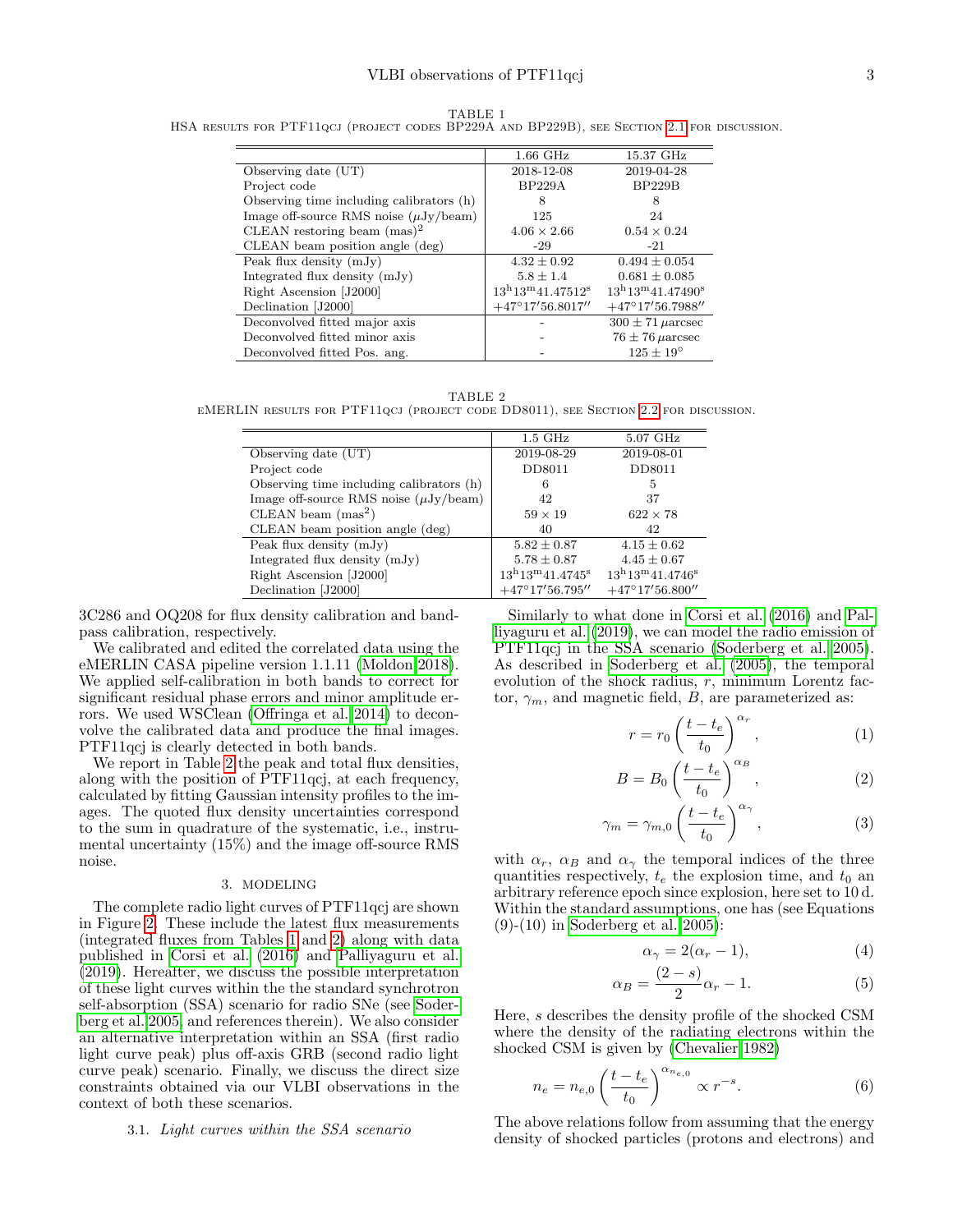TABLE 1
HSA results for PTF11qcj (project codes BP229A and BP229B), see Section 2.1 for discussion.

| | 1.66 GHz | 15.37 GHz |
|---|---|---|
| Observing date (UT) | 2018-12-08 | 2019-04-28 |
| Project code | BP229A | BP229B |
| Observing time including calibrators (h) | 8 | 8 |
| Image off-source RMS noise ($\mu$Jy/beam) | 125 | 24 |
| CLEAN restoring beam (mas)$^2$ | $4.06 \times 2.66$ | $0.54 \times 0.24$ |
| CLEAN beam position angle (deg) | -29 | -21 |
| Peak flux density (mJy) | $4.32 \pm 0.92$ | $0.494 \pm 0.054$ |
| Integrated flux density (mJy) | $5.8 \pm 1.4$ | $0.681 \pm 0.085$ |
| Right Ascension [J2000] | $13^{\rm h}13^{\rm m}41.47512^{\rm s}$ | $13^{\rm h}13^{\rm m}41.47490^{\rm s}$ |
| Declination [J2000] | $+47°17'56.8017''$ | $+47°17'56.7988''$ |
| Deconvolved fitted major axis | - | $300 \pm 71\,\mu$arcsec |
| Deconvolved fitted minor axis | - | $76 \pm 76\,\mu$arcsec |
| Deconvolved fitted Pos. ang. | - | $125 \pm 19°$ |

TABLE 2
eMERLIN results for PTF11qcj (project code DD8011), see Section 2.2 for discussion.

| | 1.5 GHz | 5.07 GHz |
|---|---|---|
| Observing date (UT) | 2019-08-29 | 2019-08-01 |
| Project code | DD8011 | DD8011 |
| Observing time including calibrators (h) | 6 | 5 |
| Image off-source RMS noise ($\mu$Jy/beam) | 42 | 37 |
| CLEAN beam (mas$^2$) | $59 \times 19$ | $622 \times 78$ |
| CLEAN beam position angle (deg) | 40 | 42 |
| Peak flux density (mJy) | $5.82 \pm 0.87$ | $4.15 \pm 0.62$ |
| Integrated flux density (mJy) | $5.78 \pm 0.87$ | $4.45 \pm 0.67$ |
| Right Ascension [J2000] | $13^{\rm h}13^{\rm m}41.4745^{\rm s}$ | $13^{\rm h}13^{\rm m}41.4746^{\rm s}$ |
| Declination [J2000] | $+47°17'56.795''$ | $+47°17'56.800''$ |

3C286 and OQ208 for flux density calibration and bandpass calibration, respectively.

We calibrated and edited the correlated data using the eMERLIN CASA pipeline version 1.1.11 (Moldon 2018). We applied self-calibration in both bands to correct for significant residual phase errors and minor amplitude errors. We used WSClean (Offringa et al. 2014) to deconvolve the calibrated data and produce the final images. PTF11qcj is clearly detected in both bands.

We report in Table 2 the peak and total flux densities, along with the position of PTF11qcj, at each frequency, calculated by fitting Gaussian intensity profiles to the images. The quoted flux density uncertainties correspond to the sum in quadrature of the systematic, i.e., instrumental uncertainty (15%) and the image off-source RMS noise.

## 3. MODELING

The complete radio light curves of PTF11qcj are shown in Figure 2. These include the latest flux measurements (integrated fluxes from Tables 1 and 2) along with data published in Corsi et al. (2016) and Palliyaguru et al. (2019). Hereafter, we discuss the possible interpretation of these light curves within the the standard synchrotron self-absorption (SSA) scenario for radio SNe (see Soderberg et al. 2005, and references therein). We also consider an alternative interpretation within an SSA (first radio light curve peak) plus off-axis GRB (second radio light curve peak) scenario. Finally, we discuss the direct size constraints obtained via our VLBI observations in the context of both these scenarios.

### 3.1. *Light curves within the SSA scenario*

Similarly to what done in Corsi et al. (2016) and Palliyaguru et al. (2019), we can model the radio emission of PTF11qcj in the SSA scenario (Soderberg et al. 2005). As described in Soderberg et al. (2005), the temporal evolution of the shock radius, $r$, minimum Lorentz factor, $\gamma_m$, and magnetic field, $B$, are parameterized as:

$$r = r_0 \left(\frac{t - t_e}{t_0}\right)^{\alpha_r}, \tag{1}$$

$$B = B_0 \left(\frac{t - t_e}{t_0}\right)^{\alpha_B}, \tag{2}$$

$$\gamma_m = \gamma_{m,0} \left(\frac{t - t_e}{t_0}\right)^{\alpha_\gamma}, \tag{3}$$

with $\alpha_r$, $\alpha_B$ and $\alpha_\gamma$ the temporal indices of the three quantities respectively, $t_e$ the explosion time, and $t_0$ an arbitrary reference epoch since explosion, here set to 10 d. Within the standard assumptions, one has (see Equations (9)-(10) in Soderberg et al. 2005):

$$\alpha_\gamma = 2(\alpha_r - 1), \tag{4}$$

$$\alpha_B = \frac{(2-s)}{2}\alpha_r - 1. \tag{5}$$

Here, $s$ describes the density profile of the shocked CSM where the density of the radiating electrons within the shocked CSM is given by (Chevalier 1982)

$$n_e = n_{e,0} \left(\frac{t - t_e}{t_0}\right)^{\alpha_{n_{e,0}}} \propto r^{-s}. \tag{6}$$

The above relations follow from assuming that the energy density of shocked particles (protons and electrons) and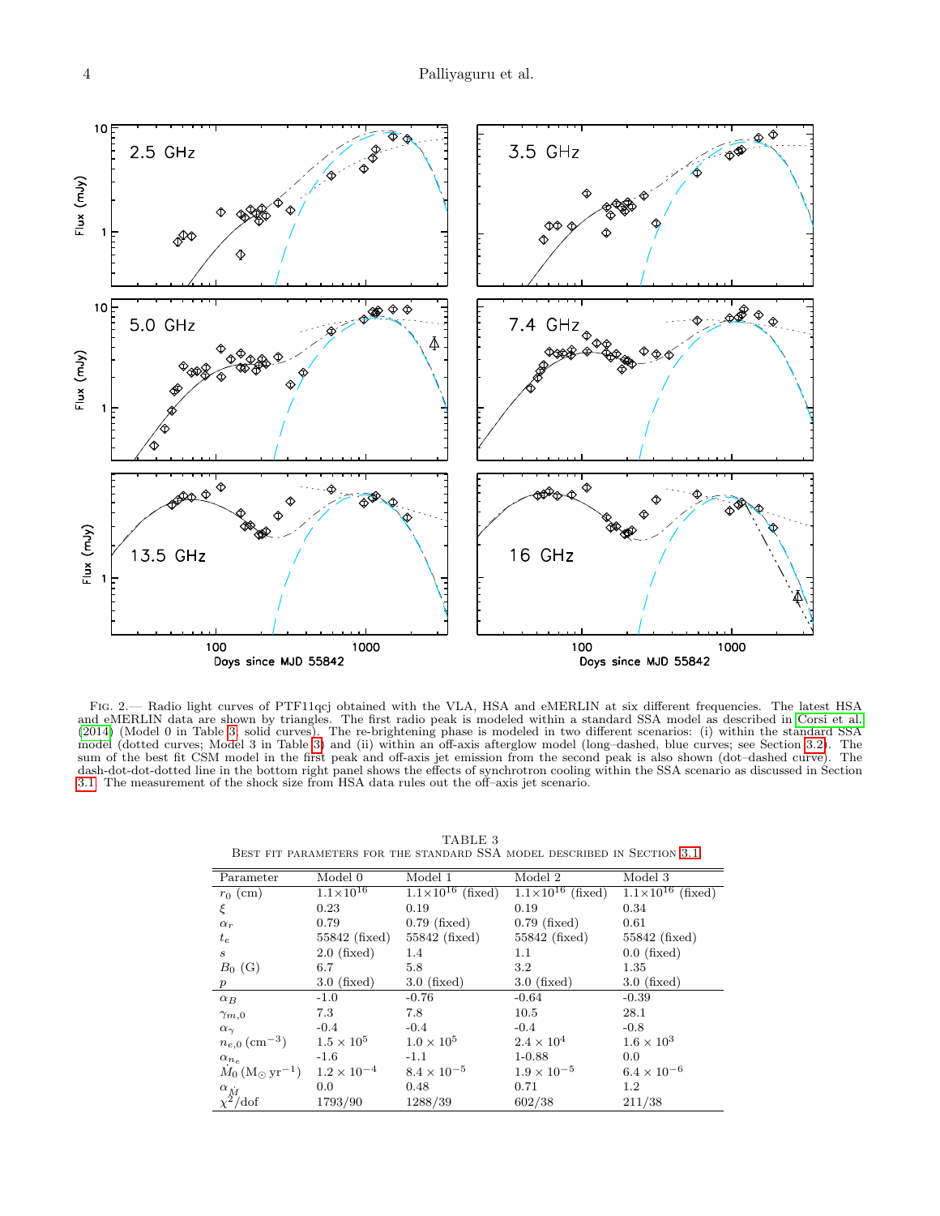Fig. 2.— Radio light curves of PTF11qcj obtained with the VLA, HSA and eMERLIN at six different frequencies. The latest HSA and eMERLIN data are shown by triangles. The first radio peak is modeled within a standard SSA model as described in Corsi et al. (2014) (Model 0 in Table 3, solid curves). The re-brightening phase is modeled in two different scenarios: (i) within the standard SSA model (dotted curves; Model 3 in Table 3) and (ii) within an off-axis afterglow model (long–dashed, blue curves; see Section 3.2). The sum of the best fit CSM model in the first peak and off-axis jet emission from the second peak is also shown (dot–dashed curve). The dash-dot-dot-dotted line in the bottom right panel shows the effects of synchrotron cooling within the SSA scenario as discussed in Section 3.1. The measurement of the shock size from HSA data rules out the off–axis jet scenario.

TABLE 3
Best fit parameters for the standard SSA model described in Section 3.1

| Parameter | Model 0 | Model 1 | Model 2 | Model 3 |
|---|---|---|---|---|
| $r_0$ (cm) | $1.1{\times}10^{16}$ | $1.1{\times}10^{16}$ (fixed) | $1.1{\times}10^{16}$ (fixed) | $1.1{\times}10^{16}$ (fixed) |
| $\xi$ | 0.23 | 0.19 | 0.19 | 0.34 |
| $\alpha_r$ | 0.79 | 0.79 (fixed) | 0.79 (fixed) | 0.61 |
| $t_e$ | 55842 (fixed) | 55842 (fixed) | 55842 (fixed) | 55842 (fixed) |
| $s$ | 2.0 (fixed) | 1.4 | 1.1 | 0.0 (fixed) |
| $B_0$ (G) | 6.7 | 5.8 | 3.2 | 1.35 |
| $p$ | 3.0 (fixed) | 3.0 (fixed) | 3.0 (fixed) | 3.0 (fixed) |
| $\alpha_B$ | -1.0 | -0.76 | -0.64 | -0.39 |
| $\gamma_{m,0}$ | 7.3 | 7.8 | 10.5 | 28.1 |
| $\alpha_\gamma$ | -0.4 | -0.4 | -0.4 | -0.8 |
| $n_{e,0}$ ($\mathrm{cm}^{-3}$) | $1.5 \times 10^5$ | $1.0 \times 10^5$ | $2.4 \times 10^4$ | $1.6 \times 10^3$ |
| $\alpha_{n_e}$ | -1.6 | -1.1 | 1-0.88 | 0.0 |
| $\dot{M}_0$ ($\mathrm{M}_\odot\,\mathrm{yr}^{-1}$) | $1.2 \times 10^{-4}$ | $8.4 \times 10^{-5}$ | $1.9 \times 10^{-5}$ | $6.4 \times 10^{-6}$ |
| $\alpha_{\dot{M}}$ | 0.0 | 0.48 | 0.71 | 1.2 |
| $\chi^2$/dof | 1793/90 | 1288/39 | 602/38 | 211/38 |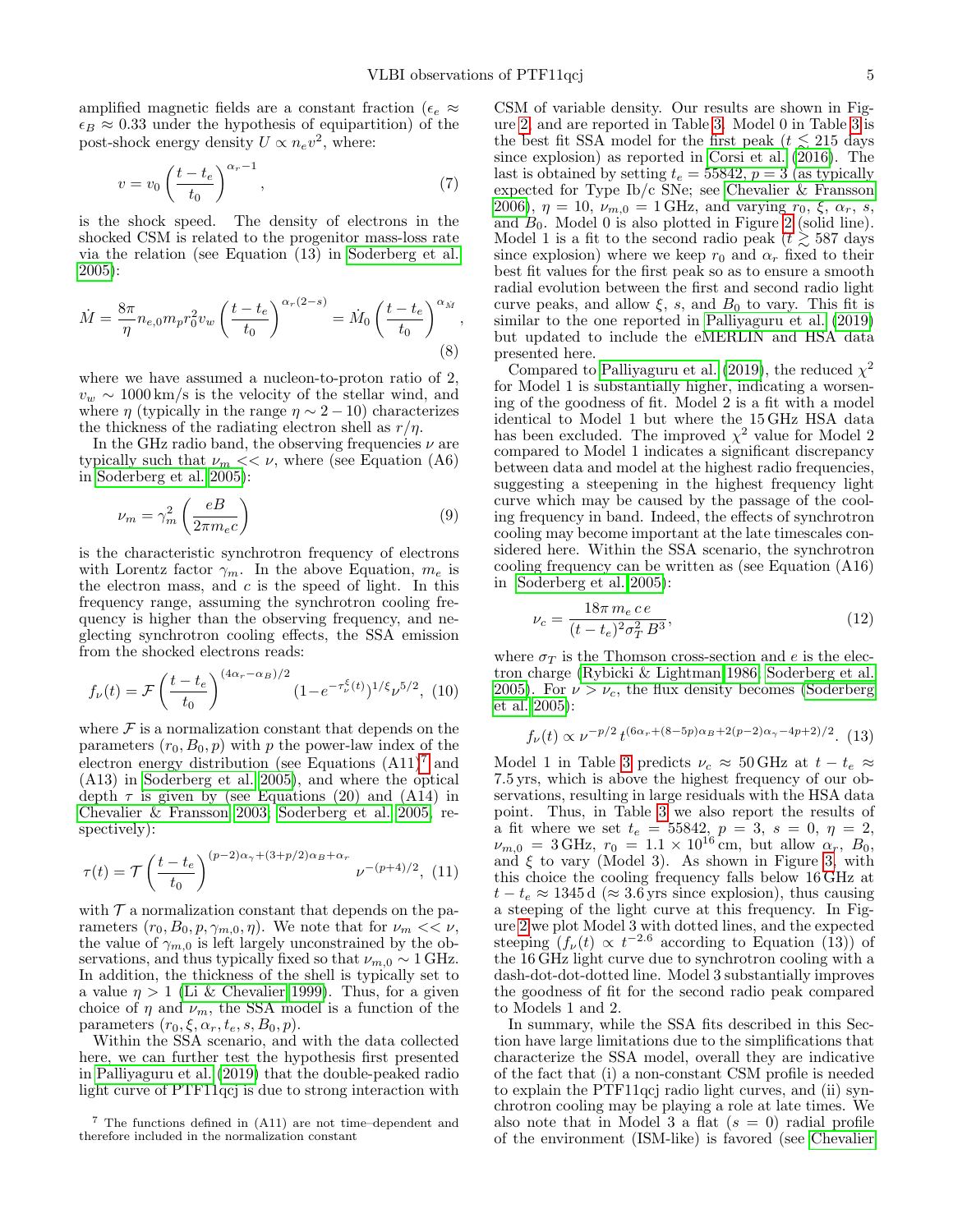amplified magnetic fields are a constant fraction ($\epsilon_e \approx \epsilon_B \approx 0.33$ under the hypothesis of equipartition) of the post-shock energy density $U \propto n_e v^2$, where:

$$v = v_0 \left(\frac{t - t_e}{t_0}\right)^{\alpha_r - 1}, \tag{7}$$

is the shock speed. The density of electrons in the shocked CSM is related to the progenitor mass-loss rate via the relation (see Equation (13) in Soderberg et al. 2005):

$$\dot{M} = \frac{8\pi}{\eta} n_{e,0} m_p r_0^2 v_w \left(\frac{t - t_e}{t_0}\right)^{\alpha_r(2-s)} = \dot{M}_0 \left(\frac{t - t_e}{t_0}\right)^{\alpha_{\dot{M}}}, \tag{8}$$

where we have assumed a nucleon-to-proton ratio of 2, $v_w \sim 1000\,\mathrm{km/s}$ is the velocity of the stellar wind, and where $\eta$ (typically in the range $\eta \sim 2-10$) characterizes the thickness of the radiating electron shell as $r/\eta$.

In the GHz radio band, the observing frequencies $\nu$ are typically such that $\nu_m << \nu$, where (see Equation (A6) in Soderberg et al. 2005)

$$\nu_m = \gamma_m^2 \left(\frac{eB}{2\pi m_e c}\right) \tag{9}$$

is the characteristic synchrotron frequency of electrons with Lorentz factor $\gamma_m$. In the above Equation, $m_e$ is the electron mass, and $c$ is the speed of light. In this frequency range, assuming the synchrotron cooling frequency is higher than the observing frequency, and neglecting synchrotron cooling effects, the SSA emission from the shocked electrons reads:

$$f_\nu(t) = \mathcal{F}\left(\frac{t - t_e}{t_0}\right)^{(4\alpha_r - \alpha_B)/2} (1 - e^{-\tau_\nu^\xi(t)})^{1/\xi} \nu^{5/2}, \tag{10}$$

where $\mathcal{F}$ is a normalization constant that depends on the parameters $(r_0, B_0, p)$ with $p$ the power-law index of the electron energy distribution (see Equations (A11)[7] and (A13) in Soderberg et al. 2005), and where the optical depth $\tau$ is given by (see Equations (20) and (A14) in Chevalier & Fransson 2003; Soderberg et al. 2005, respectively):

$$\tau(t) = \mathcal{T}\left(\frac{t - t_e}{t_0}\right)^{(p-2)\alpha_\gamma + (3+p/2)\alpha_B + \alpha_r} \nu^{-(p+4)/2}, \tag{11}$$

with $\mathcal{T}$ a normalization constant that depends on the parameters $(r_0, B_0, p, \gamma_{m,0}, \eta)$. We note that for $\nu_m << \nu$, the value of $\gamma_{m,0}$ is left largely unconstrained by the observations, and thus typically fixed so that $\nu_{m,0} \sim 1\,\mathrm{GHz}$. In addition, the thickness of the shell is typically set to a value $\eta > 1$ (Li & Chevalier 1999). Thus, for a given choice of $\eta$ and $\nu_m$, the SSA model is a function of the parameters $(r_0, \xi, \alpha_r, t_e, s, B_0, p)$.

Within the SSA scenario, and with the data collected here, we can further test the hypothesis first presented in Palliyaguru et al. (2019) that the double-peaked radio light curve of PTF11qcj is due to strong interaction with CSM of variable density. Our results are shown in Figure 2 and are reported in Table 3. Model 0 in Table 3 is the best fit SSA model for the first peak ($t \lesssim 215$ days since explosion) as reported in Corsi et al. (2016). The last is obtained by setting $t_e = 55842$, $p = 3$ (as typically expected for Type Ib/c SNe; see Chevalier & Fransson 2006), $\eta = 10$, $\nu_{m,0} = 1\,\mathrm{GHz}$, and varying $r_0$, $\xi$, $\alpha_r$, $s$, and $B_0$. Model 0 is also plotted in Figure 2 (solid line). Model 1 is a fit to the second radio peak ($t \gtrsim 587$ days since explosion) where we keep $r_0$ and $\alpha_r$ fixed to their best fit values for the first peak so as to ensure a smooth radial evolution between the first and second radio light curve peaks, and allow $\xi$, $s$, and $B_0$ to vary. This fit is similar to the one reported in Palliyaguru et al. (2019) but updated to include the eMERLIN and HSA data presented here.

Compared to Palliyaguru et al. (2019), the reduced $\chi^2$ for Model 1 is substantially higher, indicating a worsening of the goodness of fit. Model 2 is a fit with a model identical to Model 1 but where the 15 GHz HSA data has been excluded. The improved $\chi^2$ value for Model 2 compared to Model 1 indicates a significant discrepancy between data and model at the highest radio frequencies, suggesting a steepening in the highest frequency light curve which may be caused by the passage of the cooling frequency in band. Indeed, the effects of synchrotron cooling may become important at the late timescales considered here. Within the SSA scenario, the synchrotron cooling frequency can be written as (see Equation (A16) in Soderberg et al. 2005):

$$\nu_c = \frac{18\pi\, m_e\, c\, e}{(t - t_e)^2 \sigma_T^2\, B^3}, \tag{12}$$

where $\sigma_T$ is the Thomson cross-section and $e$ is the electron charge (Rybicki & Lightman 1986; Soderberg et al. 2005). For $\nu > \nu_c$, the flux density becomes (Soderberg et al. 2005):

$$f_\nu(t) \propto \nu^{-p/2}\, t^{(6\alpha_r + (8-5p)\alpha_B + 2(p-2)\alpha_\gamma - 4p + 2)/2}. \tag{13}$$

Model 1 in Table 3 predicts $\nu_c \approx 50\,\mathrm{GHz}$ at $t - t_e \approx 7.5\,\mathrm{yrs}$, which is above the highest frequency of our observations, resulting in large residuals with the HSA data point. Thus, in Table 3 we also report the results of a fit where we set $t_e = 55842$, $p = 3$, $s = 0$, $\eta = 2$, $\nu_{m,0} = 3\,\mathrm{GHz}$, $r_0 = 1.1 \times 10^{16}\,\mathrm{cm}$, but allow $\alpha_r$, $B_0$, and $\xi$ to vary (Model 3). As shown in Figure 3, with this choice the cooling frequency falls below 16 GHz at $t - t_e \approx 1345\,\mathrm{d}$ ($\approx 3.6\,\mathrm{yrs}$ since explosion), thus causing a steeping of the light curve at this frequency. In Figure 2 we plot Model 3 with dotted lines, and the expected steeping ($f_\nu(t) \propto t^{-2.6}$ according to Equation (13)) of the 16 GHz light curve due to synchrotron cooling with a dash-dot-dot-dotted line. Model 3 substantially improves the goodness of fit for the second radio peak compared to Models 1 and 2.

In summary, while the SSA fits described in this Section have large limitations due to the simplifications that characterize the SSA model, overall they are indicative of the fact that (i) a non-constant CSM profile is needed to explain the PTF11qcj radio light curves, and (ii) synchrotron cooling may be playing a role at late times. We also note that in Model 3 a flat ($s = 0$) radial profile of the environment (ISM-like) is favored (see Chevalier

[7] The functions defined in (A11) are not time–dependent and therefore included in the normalization constant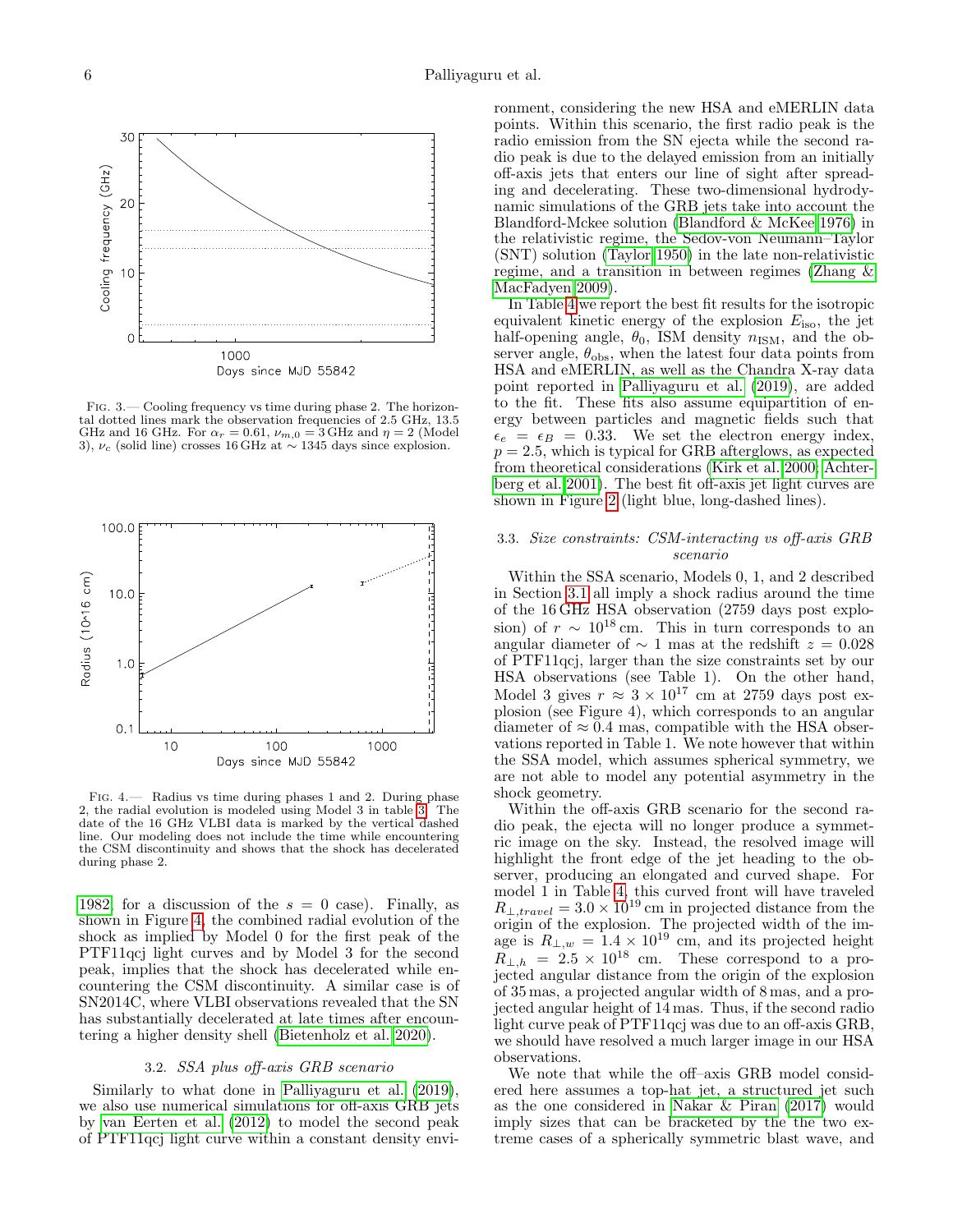FIG. 3.— Cooling frequency vs time during phase 2. The horizontal dotted lines mark the observation frequencies of 2.5 GHz, 13.5 GHz and 16 GHz. For $\alpha_r = 0.61$, $\nu_{m,0} = 3$ GHz and $\eta = 2$ (Model 3), $\nu_c$ (solid line) crosses 16 GHz at $\sim 1345$ days since explosion.

FIG. 4.— Radius vs time during phases 1 and 2. During phase 2, the radial evolution is modeled using Model 3 in table 3. The date of the 16 GHz VLBI data is marked by the vertical dashed line. Our modeling does not include the time while encountering the CSM discontinuity and shows that the shock has decelerated during phase 2.

1982 for a discussion of the $s = 0$ case). Finally, as shown in Figure 4, the combined radial evolution of the shock as implied by Model 0 for the first peak of the PTF11qcj light curves and by Model 3 for the second peak, implies that the shock has decelerated while encountering the CSM discontinuity. A similar case is of SN2014C, where VLBI observations revealed that the SN has substantially decelerated at late times after encountering a higher density shell (Bietenholz et al. 2020).

### 3.2. *SSA plus off-axis GRB scenario*

Similarly to what done in Palliyaguru et al. (2019), we also use numerical simulations for off-axis GRB jets by van Eerten et al. (2012) to model the second peak of PTF11qcj light curve within a constant density environment, considering the new HSA and eMERLIN data points. Within this scenario, the first radio peak is the radio emission from the SN ejecta while the second radio peak is due to the delayed emission from an initially off-axis jets that enters our line of sight after spreading and decelerating. These two-dimensional hydrodynamic simulations of the GRB jets take into account the Blandford-Mckee solution (Blandford & McKee 1976) in the relativistic regime, the Sedov-von Neumann–Taylor (SNT) solution (Taylor 1950) in the late non-relativistic regime, and a transition in between regimes (Zhang & MacFadyen 2009).

In Table 4 we report the best fit results for the isotropic equivalent kinetic energy of the explosion $E_{\rm iso}$, the jet half-opening angle, $\theta_0$, ISM density $n_{\rm ISM}$, and the observer angle, $\theta_{\rm obs}$, when the latest four data points from HSA and eMERLIN, as well as the Chandra X-ray data point reported in Palliyaguru et al. (2019), are added to the fit. These fits also assume equipartition of energy between particles and magnetic fields such that $\epsilon_e = \epsilon_B = 0.33$. We set the electron energy index, $p = 2.5$, which is typical for GRB afterglows, as expected from theoretical considerations (Kirk et al. 2000; Achterberg et al. 2001). The best fit off-axis jet light curves are shown in Figure 2 (light blue, long-dashed lines).

### 3.3. *Size constraints: CSM-interacting vs off-axis GRB scenario*

Within the SSA scenario, Models 0, 1, and 2 described in Section 3.1 all imply a shock radius around the time of the 16 GHz HSA observation (2759 days post explosion) of $r \sim 10^{18}$ cm. This in turn corresponds to an angular diameter of $\sim 1$ mas at the redshift $z = 0.028$ of PTF11qcj, larger than the size constraints set by our HSA observations (see Table 1). On the other hand, Model 3 gives $r \approx 3 \times 10^{17}$ cm at 2759 days post explosion (see Figure 4), which corresponds to an angular diameter of $\approx 0.4$ mas, compatible with the HSA observations reported in Table 1. We note however that within the SSA model, which assumes spherical symmetry, we are not able to model any potential asymmetry in the shock geometry.

Within the off-axis GRB scenario for the second radio peak, the ejecta will no longer produce a symmetric image on the sky. Instead, the resolved image will highlight the front edge of the jet heading to the observer, producing an elongated and curved shape. For model 1 in Table 4, this curved front will have traveled $R_{\perp,travel} = 3.0 \times 10^{19}$ cm in projected distance from the origin of the explosion. The projected width of the image is $R_{\perp,w} = 1.4 \times 10^{19}$ cm, and its projected height $R_{\perp,h} = 2.5 \times 10^{18}$ cm. These correspond to a projected angular distance from the origin of the explosion of 35 mas, a projected angular width of 8 mas, and a projected angular height of 14 mas. Thus, if the second radio light curve peak of PTF11qcj was due to an off-axis GRB, we should have resolved a much larger image in our HSA observations.

We note that while the off–axis GRB model considered here assumes a top-hat jet, a structured jet such as the one considered in Nakar & Piran (2017) would imply sizes that can be bracketed by the the two extreme cases of a spherically symmetric blast wave, and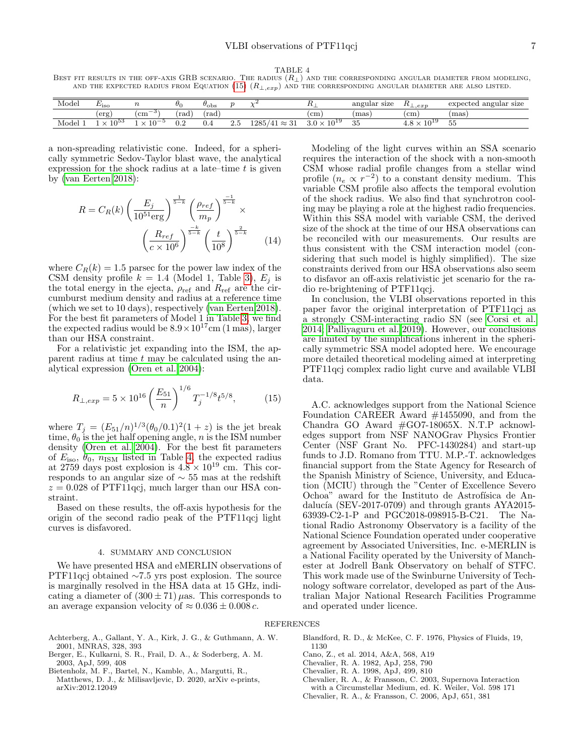TABLE 4

Best fit results in the off-axis GRB scenario. The radius ($R_{\perp}$) and the corresponding angular diameter from modeling, and the expected radius from Equation (15) ($R_{\perp,exp}$) and the corresponding angular diameter are also listed.

| Model | $E_{\rm iso}$ | $n$ | $\theta_0$ | $\theta_{\rm obs}$ | $p$ | $\chi^2$ | $R_{\perp}$ | angular size | $R_{\perp,exp}$ | expected angular size |
|---|---|---|---|---|---|---|---|---|---|---|
| | (erg) | (cm$^{-3}$) | (rad) | (rad) | | | (cm) | (mas) | (cm) | (mas) |
| Model 1 | $1\times10^{53}$ | $1\times10^{-5}$ | 0.2 | 0.4 | 2.5 | $1285/41\approx31$ | $3.0\times10^{19}$ | 35 | $4.8\times10^{19}$ | 55 |

a non-spreading relativistic cone. Indeed, for a spherically symmetric Sedov-Taylor blast wave, the analytical expression for the shock radius at a late–time $t$ is given by (van Eerten 2018):

$$R = C_R(k)\left(\frac{E_j}{10^{51}{\rm erg}}\right)^{\frac{1}{5-k}}\left(\frac{\rho_{ref}}{m_p}\right)^{\frac{-1}{5-k}}\times \left(\frac{R_{ref}}{c\times10^6}\right)^{\frac{-k}{5-k}}\left(\frac{t}{10^8}\right)^{\frac{2}{5-k}} \quad (14)$$

where $C_R(k)=1.5$ parsec for the power law index of the CSM density profile $k=1.4$ (Model 1, Table 3), $E_j$ is the total energy in the ejecta, $\rho_{\rm ref}$ and $R_{\rm ref}$ are the circumburst medium density and radius at a reference time (which we set to 10 days), respectively (van Eerten 2018). For the best fit parameters of Model 1 in Table 3, we find the expected radius would be $8.9\times10^{17}$cm (1 mas), larger than our HSA constraint.

For a relativistic jet expanding into the ISM, the apparent radius at time $t$ may be calculated using the analytical expression (Oren et al. 2004):

$$R_{\perp,exp} = 5\times10^{16}\left(\frac{E_{51}}{n}\right)^{1/6}T_j^{-1/8}t^{5/8}, \quad (15)$$

where $T_j=(E_{51}/n)^{1/3}(\theta_0/0.1)^2(1+z)$ is the jet break time, $\theta_0$ is the jet half opening angle, $n$ is the ISM number density (Oren et al. 2004). For the best fit parameters of $E_{\rm iso}$, $\theta_0$, $n_{\rm ISM}$ listed in Table 4, the expected radius at 2759 days post explosion is $4.8\times10^{19}$ cm. This corresponds to an angular size of $\sim55$ mas at the redshift $z=0.028$ of PTF11qcj, much larger than our HSA constraint.

Based on these results, the off-axis hypothesis for the origin of the second radio peak of the PTF11qcj light curves is disfavored.

## 4. SUMMARY AND CONCLUSION

We have presented HSA and eMERLIN observations of PTF11qcj obtained $\sim$7.5 yrs post explosion. The source is marginally resolved in the HSA data at 15 GHz, indicating a diameter of $(300\pm71)\,\mu$as. This corresponds to an average expansion velocity of $\approx0.036\pm0.008\,c$.

Modeling of the light curves within an SSA scenario requires the interaction of the shock with a non-smooth CSM whose radial profile changes from a stellar wind profile ($n_e\propto r^{-2}$) to a constant density medium. This variable CSM profile also affects the temporal evolution of the shock radius. We also find that synchrotron cooling may be playing a role at the highest radio frequencies. Within this SSA model with variable CSM, the derived size of the shock at the time of our HSA observations can be reconciled with our measurements. Our results are thus consistent with the CSM interaction model (considering that such model is highly simplified). The size constraints derived from our HSA observations also seem to disfavor an off-axis relativistic jet scenario for the radio re-brightening of PTF11qcj.

In conclusion, the VLBI observations reported in this paper favor the original interpretation of PTF11qcj as a strongly CSM-interacting radio SN (see Corsi et al. 2014; Palliyaguru et al. 2019). However, our conclusions are limited by the simplifications inherent in the spherically symmetric SSA model adopted here. We encourage more detailed theoretical modeling aimed at interpreting PTF11qcj complex radio light curve and available VLBI data.

A.C. acknowledges support from the National Science Foundation CAREER Award #1455090, and from the Chandra GO Award #GO7-18065X. N.T.P acknowledges support from NSF NANOGrav Physics Frontier Center (NSF Grant No. PFC-1430284) and start-up funds to J.D. Romano from TTU. M.P.-T. acknowledges financial support from the State Agency for Research of the Spanish Ministry of Science, University, and Education (MCIU) through the "Center of Excellence Severo Ochoa" award for the Instituto de Astrofísica de Andalucía (SEV-2017-0709) and through grants AYA2015-63939-C2-1-P and PGC2018-098915-B-C21. The National Radio Astronomy Observatory is a facility of the National Science Foundation operated under cooperative agreement by Associated Universities, Inc. e-MERLIN is a National Facility operated by the University of Manchester at Jodrell Bank Observatory on behalf of STFC. This work made use of the Swinburne University of Technology software correlator, developed as part of the Australian Major National Research Facilities Programme and operated under licence.

## REFERENCES

Achterberg, A., Gallant, Y. A., Kirk, J. G., & Guthmann, A. W. 2001, MNRAS, 328, 393

Berger, E., Kulkarni, S. R., Frail, D. A., & Soderberg, A. M. 2003, ApJ, 599, 408

Bietenholz, M. F., Bartel, N., Kamble, A., Margutti, R., Matthews, D. J., & Milisavljevic, D. 2020, arXiv e-prints, arXiv:2012.12049

Blandford, R. D., & McKee, C. F. 1976, Physics of Fluids, 19, 1130

Cano, Z., et al. 2014, A&A, 568, A19

Chevalier, R. A. 1982, ApJ, 258, 790

Chevalier, R. A. 1998, ApJ, 499, 810

Chevalier, R. A., & Fransson, C. 2003, Supernova Interaction with a Circumstellar Medium, ed. K. Weiler, Vol. 598 171

Chevalier, R. A., & Fransson, C. 2006, ApJ, 651, 381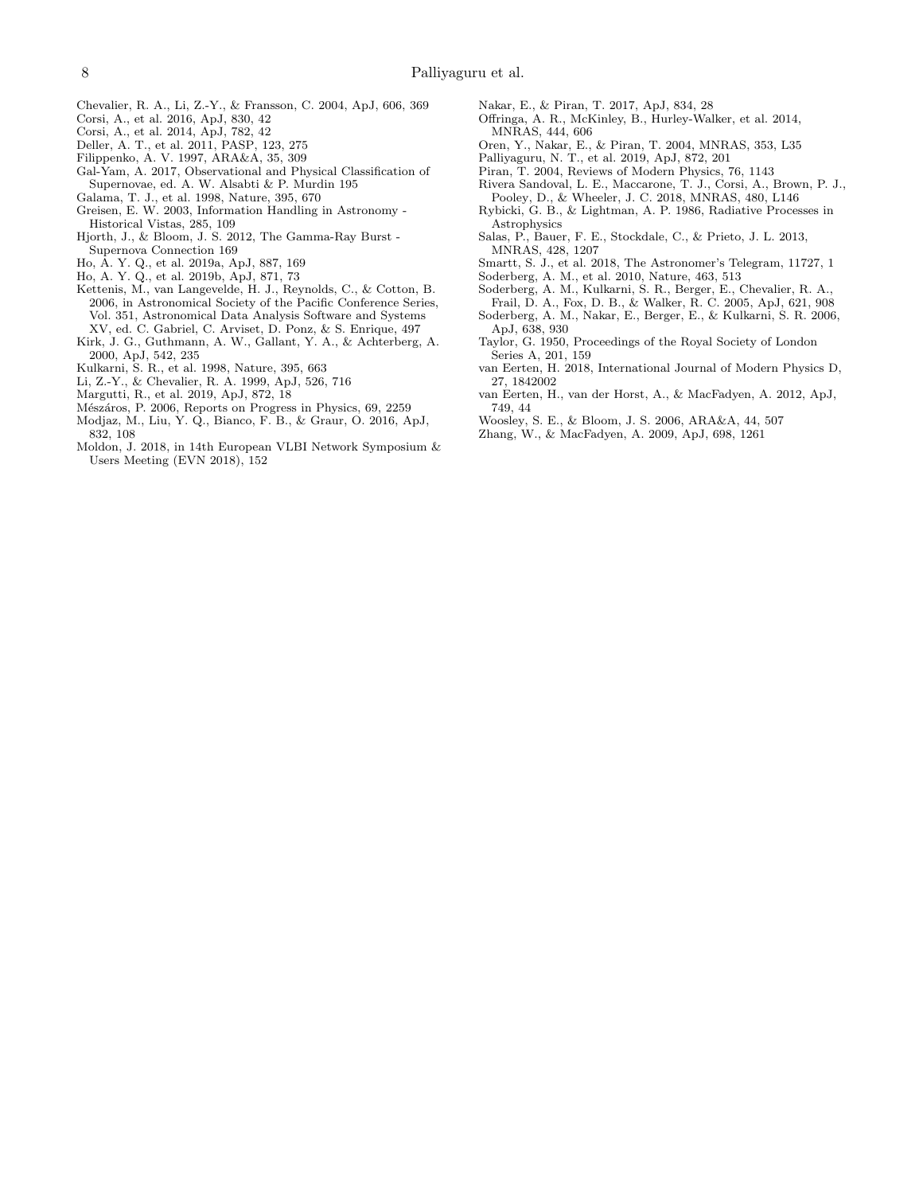Chevalier, R. A., Li, Z.-Y., & Fransson, C. 2004, ApJ, 606, 369
Corsi, A., et al. 2016, ApJ, 830, 42
Corsi, A., et al. 2014, ApJ, 782, 42
Deller, A. T., et al. 2011, PASP, 123, 275
Filippenko, A. V. 1997, ARA&A, 35, 309
Gal-Yam, A. 2017, Observational and Physical Classification of Supernovae, ed. A. W. Alsabti & P. Murdin 195
Galama, T. J., et al. 1998, Nature, 395, 670
Greisen, E. W. 2003, Information Handling in Astronomy - Historical Vistas, 285, 109
Hjorth, J., & Bloom, J. S. 2012, The Gamma-Ray Burst - Supernova Connection 169
Ho, A. Y. Q., et al. 2019a, ApJ, 887, 169
Ho, A. Y. Q., et al. 2019b, ApJ, 871, 73
Kettenis, M., van Langevelde, H. J., Reynolds, C., & Cotton, B. 2006, in Astronomical Society of the Pacific Conference Series, Vol. 351, Astronomical Data Analysis Software and Systems XV, ed. C. Gabriel, C. Arviset, D. Ponz, & S. Enrique, 497
Kirk, J. G., Guthmann, A. W., Gallant, Y. A., & Achterberg, A. 2000, ApJ, 542, 235
Kulkarni, S. R., et al. 1998, Nature, 395, 663
Li, Z.-Y., & Chevalier, R. A. 1999, ApJ, 526, 716
Margutti, R., et al. 2019, ApJ, 872, 18
Mészáros, P. 2006, Reports on Progress in Physics, 69, 2259
Modjaz, M., Liu, Y. Q., Bianco, F. B., & Graur, O. 2016, ApJ, 832, 108
Moldon, J. 2018, in 14th European VLBI Network Symposium & Users Meeting (EVN 2018), 152
Nakar, E., & Piran, T. 2017, ApJ, 834, 28
Offringa, A. R., McKinley, B., Hurley-Walker, et al. 2014, MNRAS, 444, 606
Oren, Y., Nakar, E., & Piran, T. 2004, MNRAS, 353, L35
Palliyaguru, N. T., et al. 2019, ApJ, 872, 201
Piran, T. 2004, Reviews of Modern Physics, 76, 1143
Rivera Sandoval, L. E., Maccarone, T. J., Corsi, A., Brown, P. J., Pooley, D., & Wheeler, J. C. 2018, MNRAS, 480, L146
Rybicki, G. B., & Lightman, A. P. 1986, Radiative Processes in Astrophysics
Salas, P., Bauer, F. E., Stockdale, C., & Prieto, J. L. 2013, MNRAS, 428, 1207
Smartt, S. J., et al. 2018, The Astronomer's Telegram, 11727, 1
Soderberg, A. M., et al. 2010, Nature, 463, 513
Soderberg, A. M., Kulkarni, S. R., Berger, E., Chevalier, R. A., Frail, D. A., Fox, D. B., & Walker, R. C. 2005, ApJ, 621, 908
Soderberg, A. M., Nakar, E., Berger, E., & Kulkarni, S. R. 2006, ApJ, 638, 930
Taylor, G. 1950, Proceedings of the Royal Society of London Series A, 201, 159
van Eerten, H. 2018, International Journal of Modern Physics D, 27, 1842002
van Eerten, H., van der Horst, A., & MacFadyen, A. 2012, ApJ, 749, 44
Woosley, S. E., & Bloom, J. S. 2006, ARA&A, 44, 507
Zhang, W., & MacFadyen, A. 2009, ApJ, 698, 1261